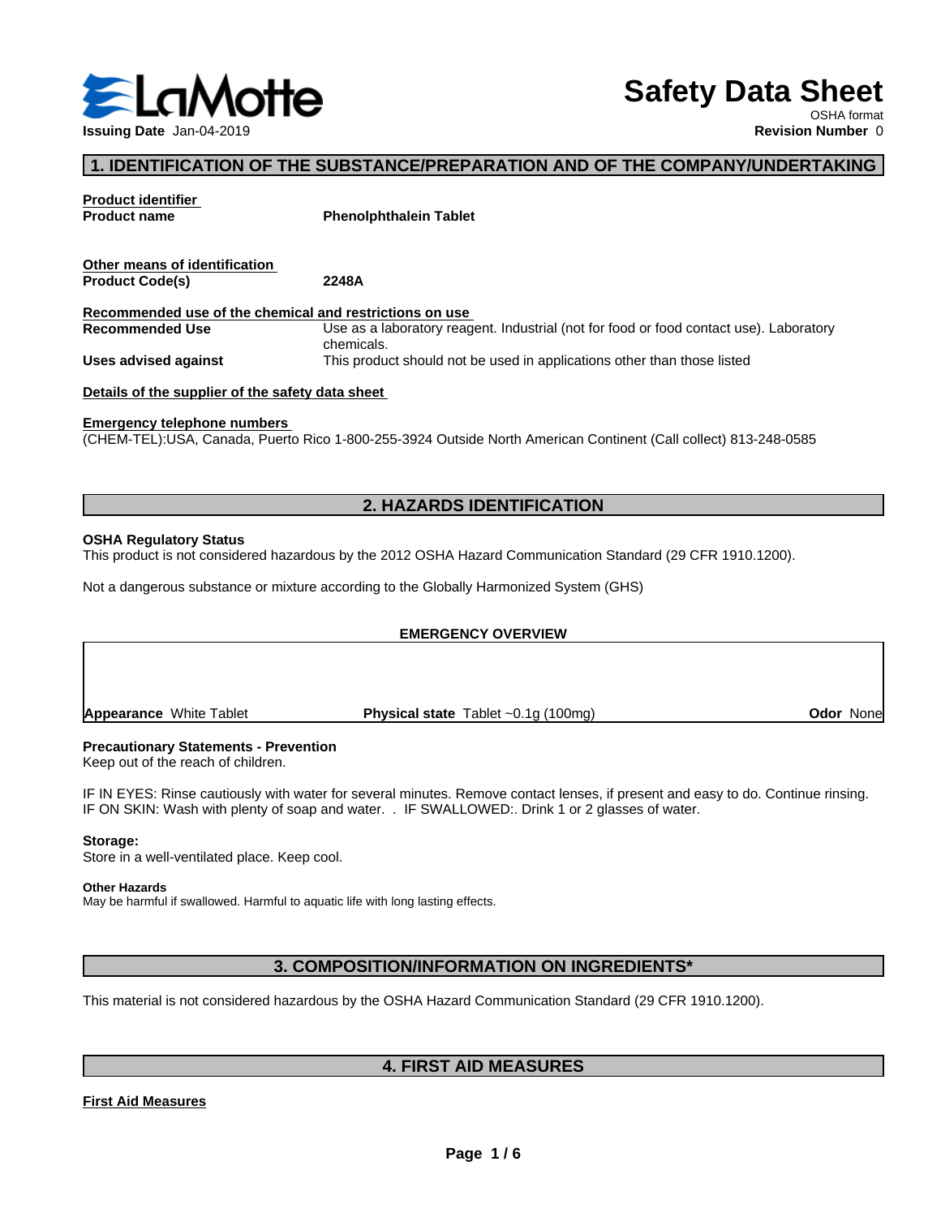# Safety Data Sheet

OSHA format

**Issuing Date** Jan-04-2019

**Revision Number** 0

## 1. IDENTIFICATION OF THE SUBSTANCE/PREPARATION AND OF THE COMPANY/UNDERTAKING

**Product identifier**

| | |
|---|---|
| **Product name** | **Phenolphthalein Tablet** |

**Other means of identification**

| | |
|---|---|
| **Product Code(s)** | **2248A** |

**Recommended use of the chemical and restrictions on use**

| | |
|---|---|
| **Recommended Use** | Use as a laboratory reagent. Industrial (not for food or food contact use). Laboratory chemicals. |
| **Uses advised against** | This product should not be used in applications other than those listed |

**Details of the supplier of the safety data sheet**

**Emergency telephone numbers**

(CHEM-TEL):USA, Canada, Puerto Rico 1-800-255-3924 Outside North American Continent (Call collect) 813-248-0585

## 2. HAZARDS IDENTIFICATION

**OSHA Regulatory Status**

This product is not considered hazardous by the 2012 OSHA Hazard Communication Standard (29 CFR 1910.1200).

Not a dangerous substance or mixture according to the Globally Harmonized System (GHS)

**EMERGENCY OVERVIEW**

| | | |
|---|---|---|
| **Appearance** White Tablet | **Physical state** Tablet ~0.1g (100mg) | **Odor** None |

**Precautionary Statements - Prevention**

Keep out of the reach of children.

IF IN EYES: Rinse cautiously with water for several minutes. Remove contact lenses, if present and easy to do. Continue rinsing. IF ON SKIN: Wash with plenty of soap and water. . IF SWALLOWED:. Drink 1 or 2 glasses of water.

**Storage:**

Store in a well-ventilated place. Keep cool.

**Other Hazards**

May be harmful if swallowed. Harmful to aquatic life with long lasting effects.

## 3. COMPOSITION/INFORMATION ON INGREDIENTS*

This material is not considered hazardous by the OSHA Hazard Communication Standard (29 CFR 1910.1200).

## 4. FIRST AID MEASURES

**First Aid Measures**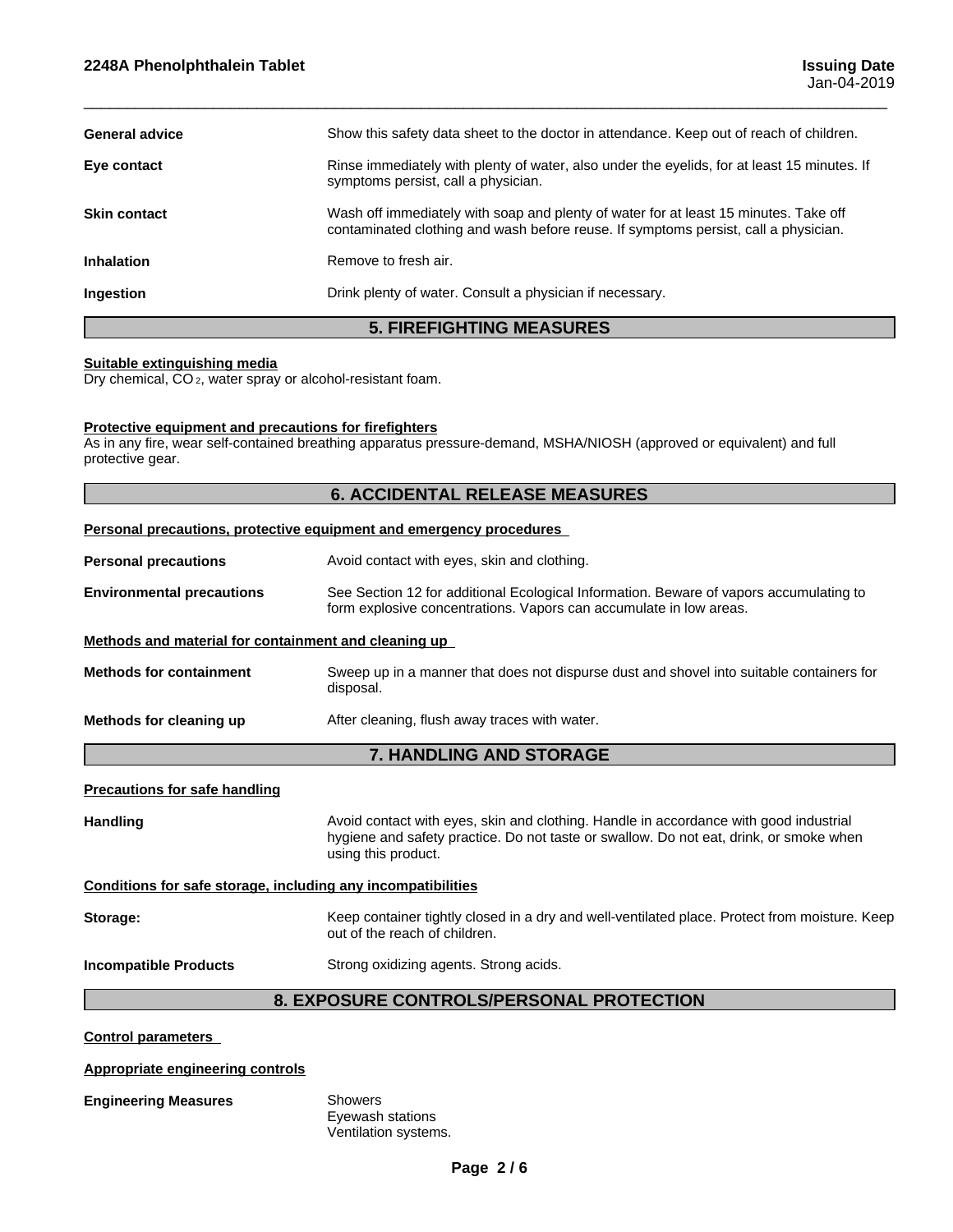**General advice** Show this safety data sheet to the doctor in attendance. Keep out of reach of children.

**Eye contact** Rinse immediately with plenty of water, also under the eyelids, for at least 15 minutes. If symptoms persist, call a physician.

**Skin contact** Wash off immediately with soap and plenty of water for at least 15 minutes. Take off contaminated clothing and wash before reuse. If symptoms persist, call a physician.

**Inhalation** Remove to fresh air.

**Ingestion** Drink plenty of water. Consult a physician if necessary.

## 5. FIREFIGHTING MEASURES

**Suitable extinguishing media**

Dry chemical, $CO_2$, water spray or alcohol-resistant foam.

**Protective equipment and precautions for firefighters**

As in any fire, wear self-contained breathing apparatus pressure-demand, MSHA/NIOSH (approved or equivalent) and full protective gear.

## 6. ACCIDENTAL RELEASE MEASURES

**Personal precautions, protective equipment and emergency procedures**

**Personal precautions** Avoid contact with eyes, skin and clothing.

**Environmental precautions** See Section 12 for additional Ecological Information. Beware of vapors accumulating to form explosive concentrations. Vapors can accumulate in low areas.

**Methods and material for containment and cleaning up**

**Methods for containment** Sweep up in a manner that does not dispurse dust and shovel into suitable containers for disposal.

**Methods for cleaning up** After cleaning, flush away traces with water.

## 7. HANDLING AND STORAGE

**Precautions for safe handling**

**Handling** Avoid contact with eyes, skin and clothing. Handle in accordance with good industrial hygiene and safety practice. Do not taste or swallow. Do not eat, drink, or smoke when using this product.

**Conditions for safe storage, including any incompatibilities**

**Storage:** Keep container tightly closed in a dry and well-ventilated place. Protect from moisture. Keep out of the reach of children.

**Incompatible Products** Strong oxidizing agents. Strong acids.

## 8. EXPOSURE CONTROLS/PERSONAL PROTECTION

**Control parameters**

**Appropriate engineering controls**

**Engineering Measures** Showers
Eyewash stations
Ventilation systems.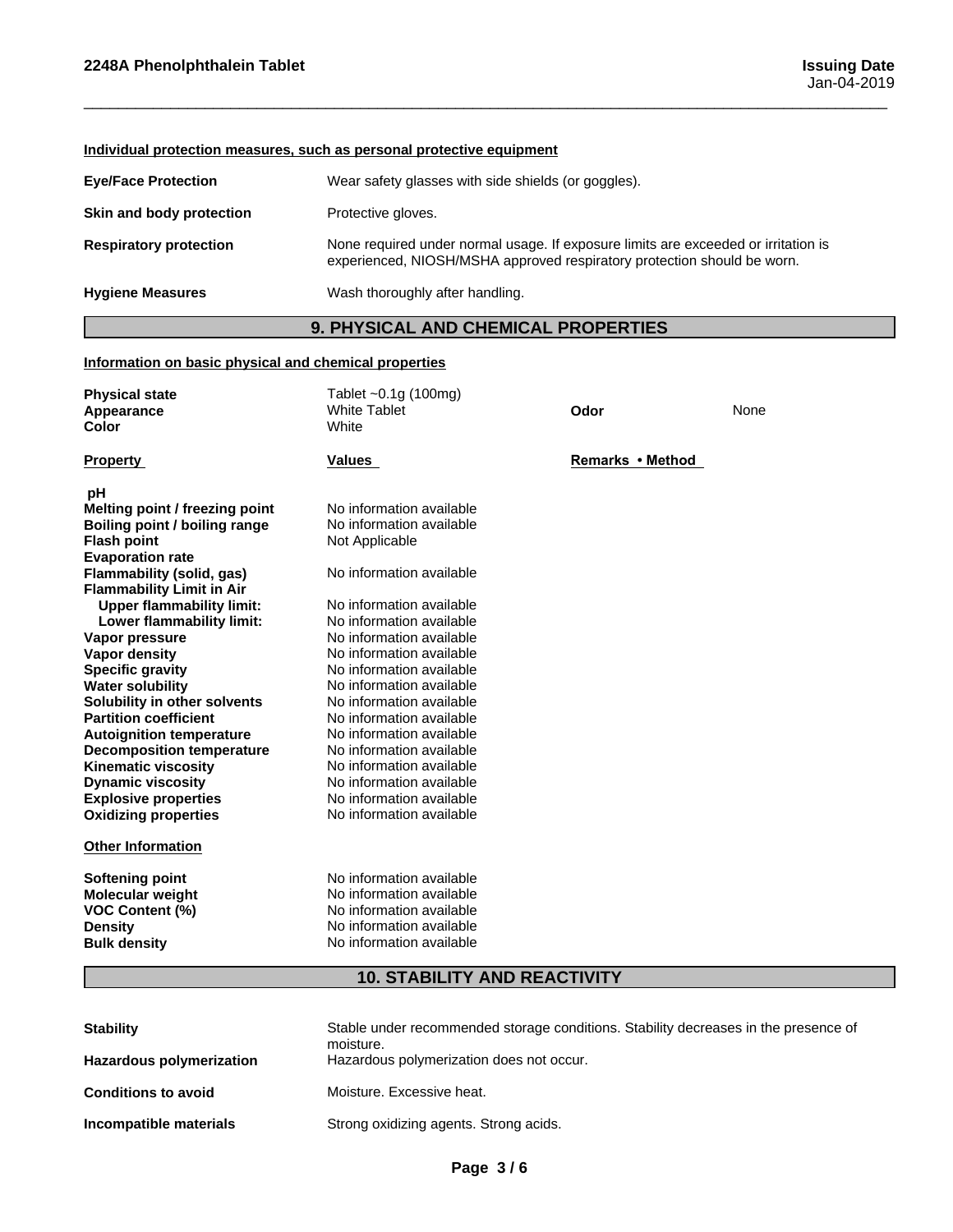**Individual protection measures, such as personal protective equipment**

| | |
|---|---|
| **Eye/Face Protection** | Wear safety glasses with side shields (or goggles). |
| **Skin and body protection** | Protective gloves. |
| **Respiratory protection** | None required under normal usage. If exposure limits are exceeded or irritation is experienced, NIOSH/MSHA approved respiratory protection should be worn. |
| **Hygiene Measures** | Wash thoroughly after handling. |

## 9. PHYSICAL AND CHEMICAL PROPERTIES

**Information on basic physical and chemical properties**

| | | | |
|---|---|---|---|
| **Physical state** | Tablet ~0.1g (100mg) | | |
| **Appearance** | White Tablet | **Odor** | None |
| **Color** | White | | |

| **Property** | **Values** | **Remarks • Method** |
|---|---|---|
| **pH** | | |
| **Melting point / freezing point** | No information available | |
| **Boiling point / boiling range** | No information available | |
| **Flash point** | Not Applicable | |
| **Evaporation rate** | | |
| **Flammability (solid, gas)** | No information available | |
| **Flammability Limit in Air** | | |
| **Upper flammability limit:** | No information available | |
| **Lower flammability limit:** | No information available | |
| **Vapor pressure** | No information available | |
| **Vapor density** | No information available | |
| **Specific gravity** | No information available | |
| **Water solubility** | No information available | |
| **Solubility in other solvents** | No information available | |
| **Partition coefficient** | No information available | |
| **Autoignition temperature** | No information available | |
| **Decomposition temperature** | No information available | |
| **Kinematic viscosity** | No information available | |
| **Dynamic viscosity** | No information available | |
| **Explosive properties** | No information available | |
| **Oxidizing properties** | No information available | |

**Other Information**

| | |
|---|---|
| **Softening point** | No information available |
| **Molecular weight** | No information available |
| **VOC Content (%)** | No information available |
| **Density** | No information available |
| **Bulk density** | No information available |

## 10. STABILITY AND REACTIVITY

| | |
|---|---|
| **Stability** | Stable under recommended storage conditions. Stability decreases in the presence of moisture. |
| **Hazardous polymerization** | Hazardous polymerization does not occur. |
| **Conditions to avoid** | Moisture. Excessive heat. |
| **Incompatible materials** | Strong oxidizing agents. Strong acids. |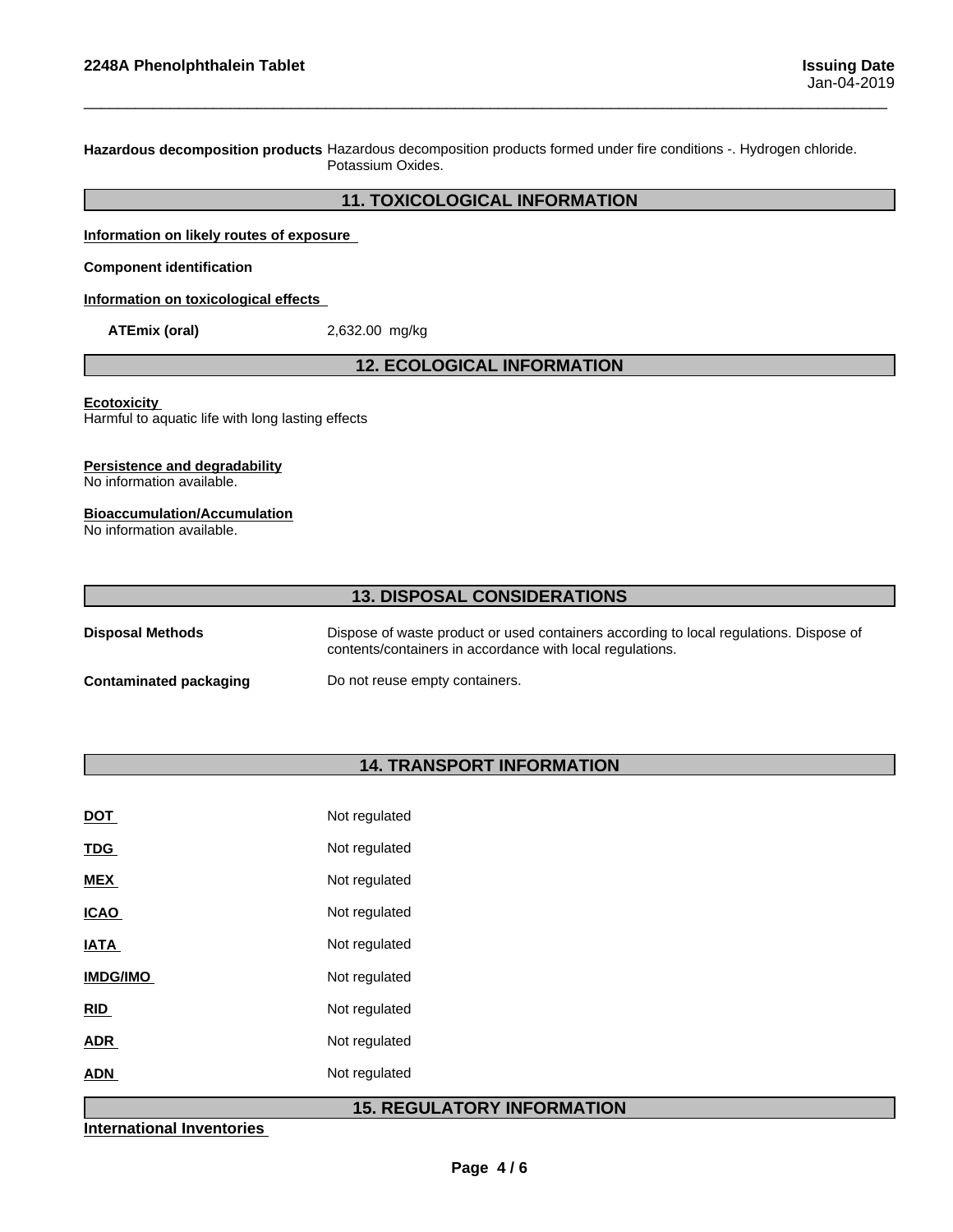**Hazardous decomposition products** Hazardous decomposition products formed under fire conditions -. Hydrogen chloride. Potassium Oxides.

## 11. TOXICOLOGICAL INFORMATION

**Information on likely routes of exposure**

**Component identification**

**Information on toxicological effects**

**ATEmix (oral)** 2,632.00 mg/kg

## 12. ECOLOGICAL INFORMATION

**Ecotoxicity**
Harmful to aquatic life with long lasting effects

**Persistence and degradability**
No information available.

**Bioaccumulation/Accumulation**
No information available.

## 13. DISPOSAL CONSIDERATIONS

| | |
|---|---|
| **Disposal Methods** | Dispose of waste product or used containers according to local regulations. Dispose of contents/containers in accordance with local regulations. |
| **Contaminated packaging** | Do not reuse empty containers. |

## 14. TRANSPORT INFORMATION

| | |
|---|---|
| **DOT** | Not regulated |
| **TDG** | Not regulated |
| **MEX** | Not regulated |
| **ICAO** | Not regulated |
| **IATA** | Not regulated |
| **IMDG/IMO** | Not regulated |
| **RID** | Not regulated |
| **ADR** | Not regulated |
| **ADN** | Not regulated |

## 15. REGULATORY INFORMATION

**International Inventories**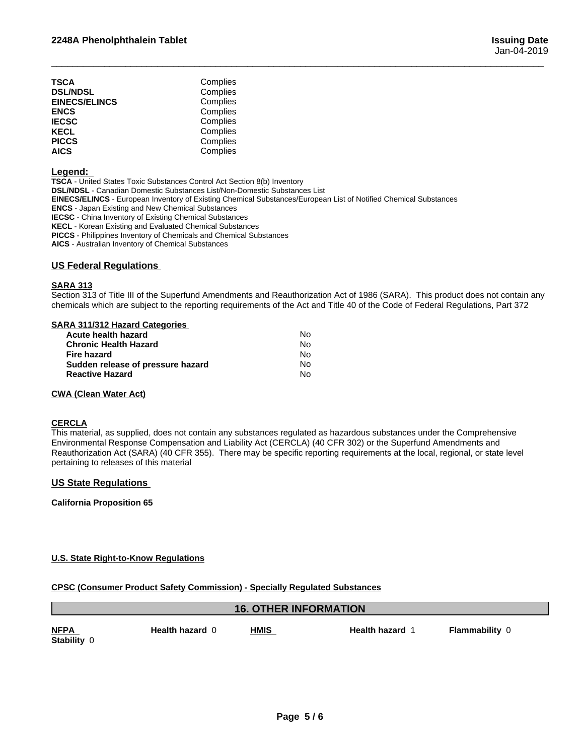| | |
|---|---|
| **TSCA** | Complies |
| **DSL/NDSL** | Complies |
| **EINECS/ELINCS** | Complies |
| **ENCS** | Complies |
| **IECSC** | Complies |
| **KECL** | Complies |
| **PICCS** | Complies |
| **AICS** | Complies |

**Legend:**

**TSCA** - United States Toxic Substances Control Act Section 8(b) Inventory
**DSL/NDSL** - Canadian Domestic Substances List/Non-Domestic Substances List
**EINECS/ELINCS** - European Inventory of Existing Chemical Substances/European List of Notified Chemical Substances
**ENCS** - Japan Existing and New Chemical Substances
**IECSC** - China Inventory of Existing Chemical Substances
**KECL** - Korean Existing and Evaluated Chemical Substances
**PICCS** - Philippines Inventory of Chemicals and Chemical Substances
**AICS** - Australian Inventory of Chemical Substances

## US Federal Regulations

### SARA 313

Section 313 of Title III of the Superfund Amendments and Reauthorization Act of 1986 (SARA). This product does not contain any chemicals which are subject to the reporting requirements of the Act and Title 40 of the Code of Federal Regulations, Part 372

### SARA 311/312 Hazard Categories

| | |
|---|---|
| **Acute health hazard** | No |
| **Chronic Health Hazard** | No |
| **Fire hazard** | No |
| **Sudden release of pressure hazard** | No |
| **Reactive Hazard** | No |

### CWA (Clean Water Act)

### CERCLA

This material, as supplied, does not contain any substances regulated as hazardous substances under the Comprehensive Environmental Response Compensation and Liability Act (CERCLA) (40 CFR 302) or the Superfund Amendments and Reauthorization Act (SARA) (40 CFR 355). There may be specific reporting requirements at the local, regional, or state level pertaining to releases of this material

## US State Regulations

**California Proposition 65**

### U.S. State Right-to-Know Regulations

### CPSC (Consumer Product Safety Commission) - Specially Regulated Substances

# 16. OTHER INFORMATION

**NFPA** **Health hazard** 0 **HMIS** **Health hazard** 1 **Flammability** 0
**Stability** 0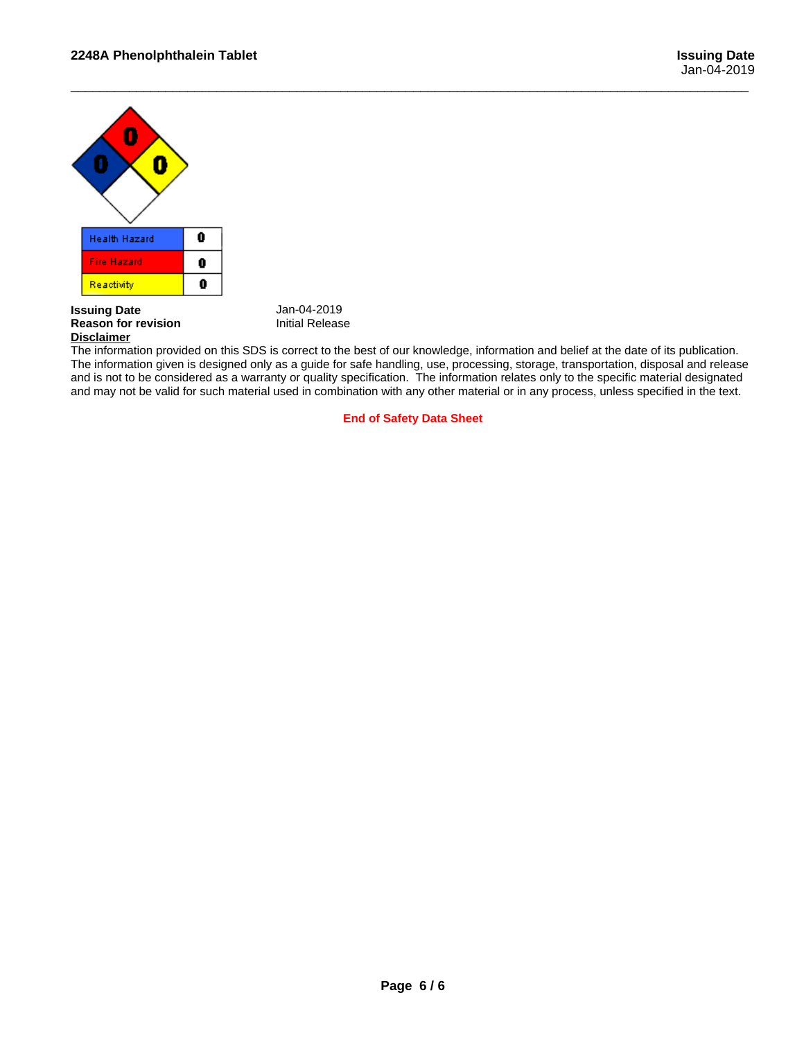| | |
|---|---|
| Health Hazard | 0 |
| Fire Hazard | 0 |
| Reactivity | 0 |

**Issuing Date** Jan-04-2019
**Reason for revision** Initial Release

**Disclaimer**

The information provided on this SDS is correct to the best of our knowledge, information and belief at the date of its publication. The information given is designed only as a guide for safe handling, use, processing, storage, transportation, disposal and release and is not to be considered as a warranty or quality specification. The information relates only to the specific material designated and may not be valid for such material used in combination with any other material or in any process, unless specified in the text.

**End of Safety Data Sheet**